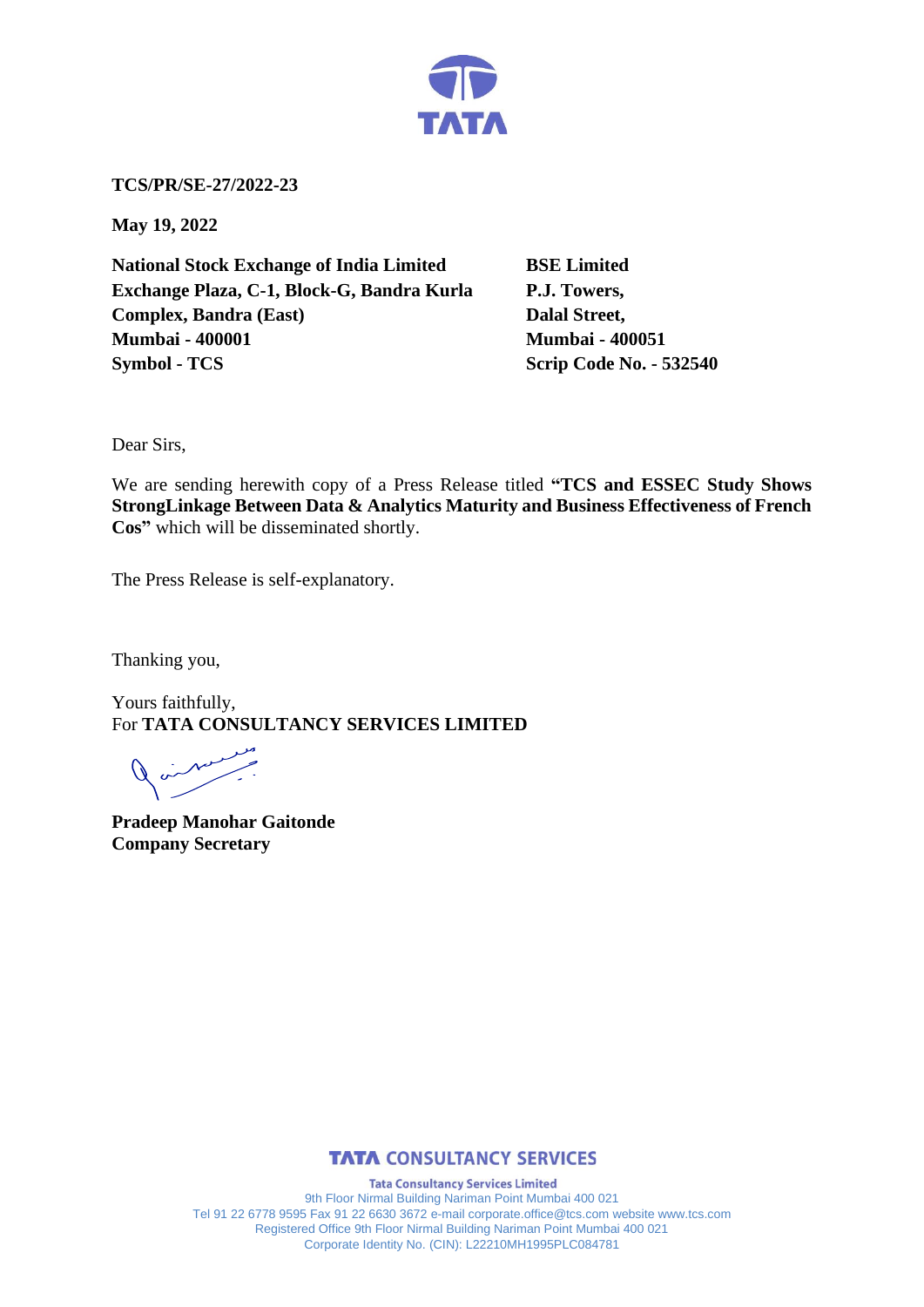**TCS/PR/SE-27/2022-23**

**May 19, 2022**

**National Stock Exchange of India Limited**
**Exchange Plaza, C-1, Block-G, Bandra Kurla Complex, Bandra (East)**
**Mumbai - 400001**
**Symbol - TCS**

**BSE Limited**
**P.J. Towers,**
**Dalal Street,**
**Mumbai - 400051**
**Scrip Code No. - 532540**

Dear Sirs,

We are sending herewith copy of a Press Release titled **"TCS and ESSEC Study Shows StrongLinkage Between Data & Analytics Maturity and Business Effectiveness of French Cos"** which will be disseminated shortly.

The Press Release is self-explanatory.

Thanking you,

Yours faithfully,
For **TATA CONSULTANCY SERVICES LIMITED**

**Pradeep Manohar Gaitonde**
**Company Secretary**

**TATA CONSULTANCY SERVICES**

**Tata Consultancy Services Limited**
9th Floor Nirmal Building Nariman Point Mumbai 400 021
Tel 91 22 6778 9595 Fax 91 22 6630 3672 e-mail corporate.office@tcs.com website www.tcs.com
Registered Office 9th Floor Nirmal Building Nariman Point Mumbai 400 021
Corporate Identity No. (CIN): L22210MH1995PLC084781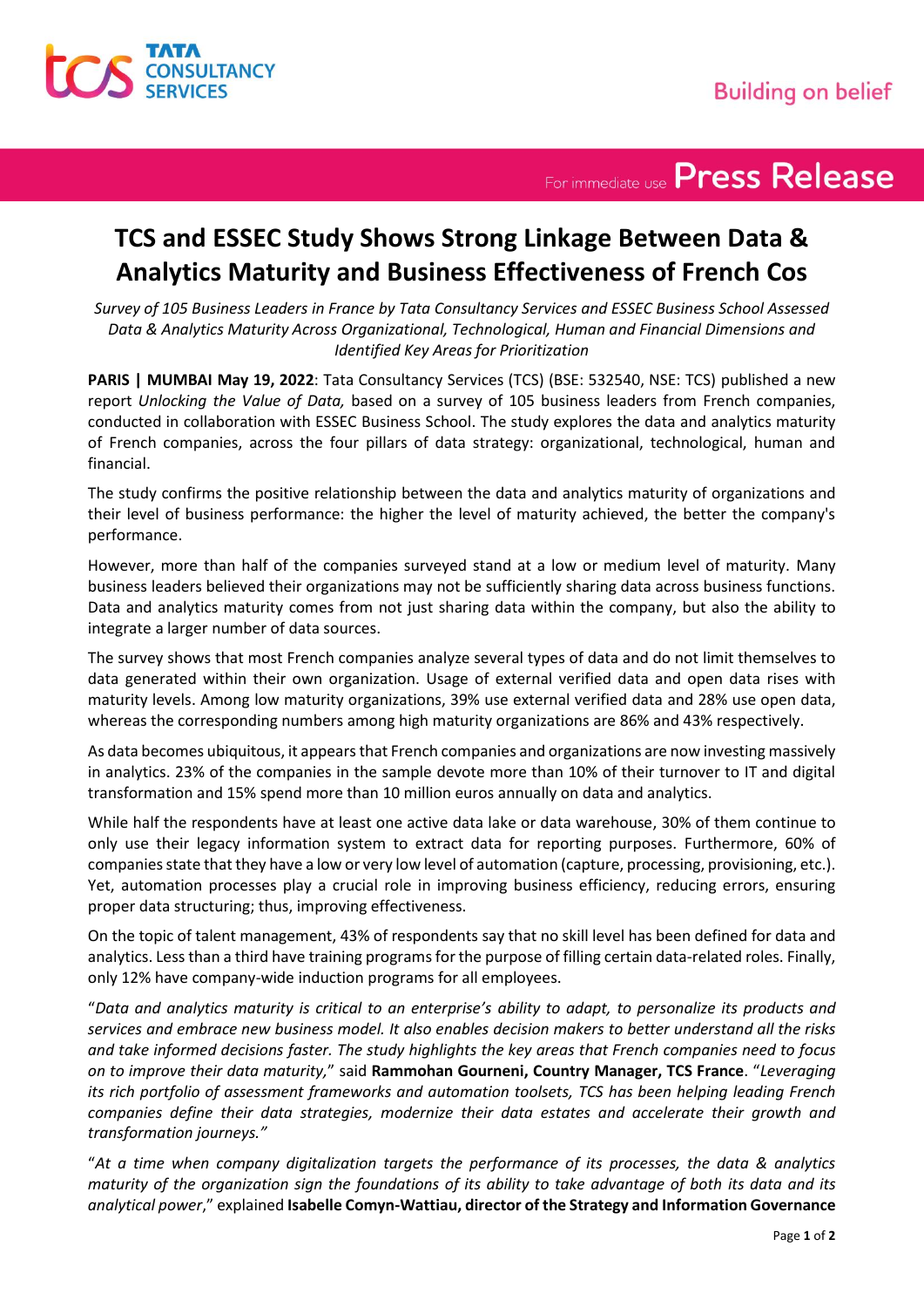# TCS and ESSEC Study Shows Strong Linkage Between Data & Analytics Maturity and Business Effectiveness of French Cos

*Survey of 105 Business Leaders in France by Tata Consultancy Services and ESSEC Business School Assessed Data & Analytics Maturity Across Organizational, Technological, Human and Financial Dimensions and Identified Key Areas for Prioritization*

**PARIS | MUMBAI May 19, 2022**: Tata Consultancy Services (TCS) (BSE: 532540, NSE: TCS) published a new report *Unlocking the Value of Data,* based on a survey of 105 business leaders from French companies, conducted in collaboration with ESSEC Business School. The study explores the data and analytics maturity of French companies, across the four pillars of data strategy: organizational, technological, human and financial.

The study confirms the positive relationship between the data and analytics maturity of organizations and their level of business performance: the higher the level of maturity achieved, the better the company's performance.

However, more than half of the companies surveyed stand at a low or medium level of maturity. Many business leaders believed their organizations may not be sufficiently sharing data across business functions. Data and analytics maturity comes from not just sharing data within the company, but also the ability to integrate a larger number of data sources.

The survey shows that most French companies analyze several types of data and do not limit themselves to data generated within their own organization. Usage of external verified data and open data rises with maturity levels. Among low maturity organizations, 39% use external verified data and 28% use open data, whereas the corresponding numbers among high maturity organizations are 86% and 43% respectively.

As data becomes ubiquitous, it appears that French companies and organizations are now investing massively in analytics. 23% of the companies in the sample devote more than 10% of their turnover to IT and digital transformation and 15% spend more than 10 million euros annually on data and analytics.

While half the respondents have at least one active data lake or data warehouse, 30% of them continue to only use their legacy information system to extract data for reporting purposes. Furthermore, 60% of companies state that they have a low or very low level of automation (capture, processing, provisioning, etc.). Yet, automation processes play a crucial role in improving business efficiency, reducing errors, ensuring proper data structuring; thus, improving effectiveness.

On the topic of talent management, 43% of respondents say that no skill level has been defined for data and analytics. Less than a third have training programs for the purpose of filling certain data-related roles. Finally, only 12% have company-wide induction programs for all employees.

"*Data and analytics maturity is critical to an enterprise's ability to adapt, to personalize its products and services and embrace new business model. It also enables decision makers to better understand all the risks and take informed decisions faster. The study highlights the key areas that French companies need to focus on to improve their data maturity,*" said **Rammohan Gourneni, Country Manager, TCS France**. "*Leveraging its rich portfolio of assessment frameworks and automation toolsets, TCS has been helping leading French companies define their data strategies, modernize their data estates and accelerate their growth and transformation journeys.*"

"*At a time when company digitalization targets the performance of its processes, the data & analytics maturity of the organization sign the foundations of its ability to take advantage of both its data and its analytical power*," explained **Isabelle Comyn-Wattiau, director of the Strategy and Information Governance**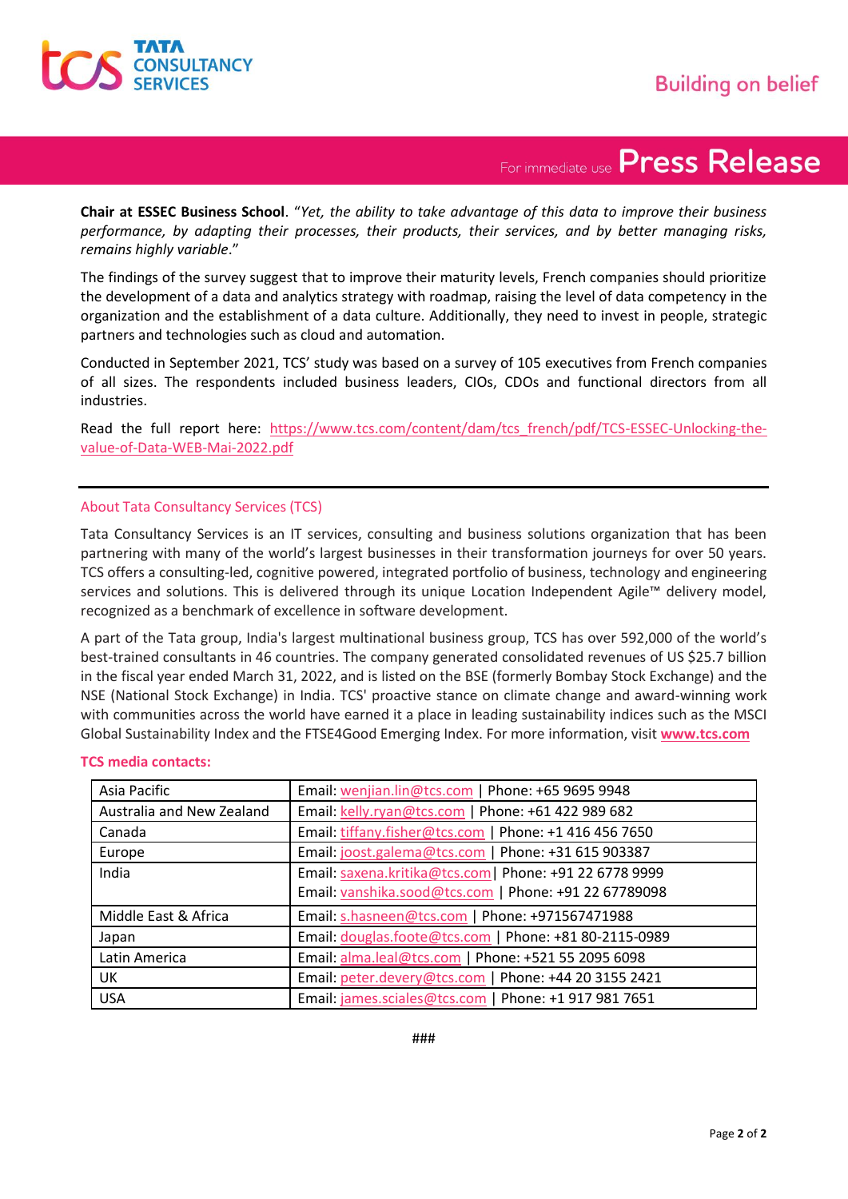**Chair at ESSEC Business School**. "*Yet, the ability to take advantage of this data to improve their business performance, by adapting their processes, their products, their services, and by better managing risks, remains highly variable*."

The findings of the survey suggest that to improve their maturity levels, French companies should prioritize the development of a data and analytics strategy with roadmap, raising the level of data competency in the organization and the establishment of a data culture. Additionally, they need to invest in people, strategic partners and technologies such as cloud and automation.

Conducted in September 2021, TCS' study was based on a survey of 105 executives from French companies of all sizes. The respondents included business leaders, CIOs, CDOs and functional directors from all industries.

Read the full report here: https://www.tcs.com/content/dam/tcs_french/pdf/TCS-ESSEC-Unlocking-the-value-of-Data-WEB-Mai-2022.pdf

---

## About Tata Consultancy Services (TCS)

Tata Consultancy Services is an IT services, consulting and business solutions organization that has been partnering with many of the world's largest businesses in their transformation journeys for over 50 years. TCS offers a consulting-led, cognitive powered, integrated portfolio of business, technology and engineering services and solutions. This is delivered through its unique Location Independent Agile™ delivery model, recognized as a benchmark of excellence in software development.

A part of the Tata group, India's largest multinational business group, TCS has over 592,000 of the world's best-trained consultants in 46 countries. The company generated consolidated revenues of US $25.7 billion in the fiscal year ended March 31, 2022, and is listed on the BSE (formerly Bombay Stock Exchange) and the NSE (National Stock Exchange) in India. TCS' proactive stance on climate change and award-winning work with communities across the world have earned it a place in leading sustainability indices such as the MSCI Global Sustainability Index and the FTSE4Good Emerging Index. For more information, visit **www.tcs.com**

**TCS media contacts:**

| | |
|---|---|
| Asia Pacific | Email: wenjian.lin@tcs.com \| Phone: +65 9695 9948 |
| Australia and New Zealand | Email: kelly.ryan@tcs.com \| Phone: +61 422 989 682 |
| Canada | Email: tiffany.fisher@tcs.com \| Phone: +1 416 456 7650 |
| Europe | Email: joost.galema@tcs.com \| Phone: +31 615 903387 |
| India | Email: saxena.kritika@tcs.com\| Phone: +91 22 6778 9999<br>Email: vanshika.sood@tcs.com \| Phone: +91 22 67789098 |
| Middle East & Africa | Email: s.hasneen@tcs.com \| Phone: +971567471988 |
| Japan | Email: douglas.foote@tcs.com \| Phone: +81 80-2115-0989 |
| Latin America | Email: alma.leal@tcs.com \| Phone: +521 55 2095 6098 |
| UK | Email: peter.devery@tcs.com \| Phone: +44 20 3155 2421 |
| USA | Email: james.sciales@tcs.com \| Phone: +1 917 981 7651 |

###